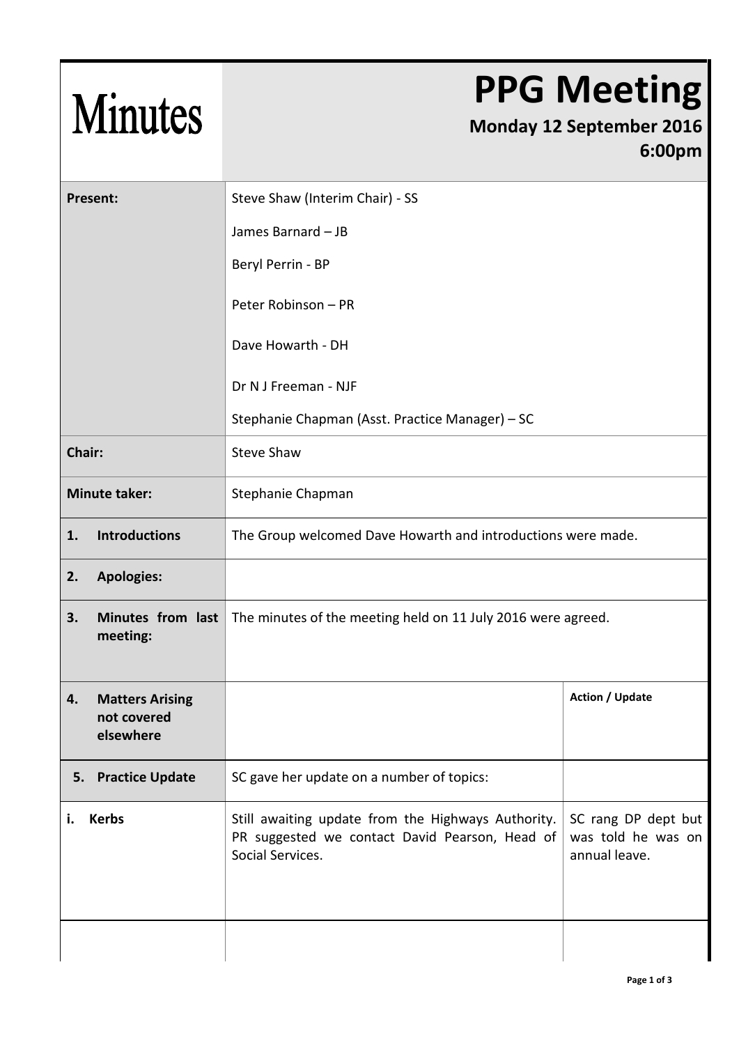# Minutes

# PPG Meeting

**Monday 12 September 2016**
**6:00pm**

| | | |
|---|---|---|
| **Present:** | Steve Shaw (Interim Chair) - SS<br>James Barnard – JB<br>Beryl Perrin - BP<br>Peter Robinson – PR<br>Dave Howarth - DH<br>Dr N J Freeman - NJF<br>Stephanie Chapman (Asst. Practice Manager) – SC | |
| **Chair:** | Steve Shaw | |
| **Minute taker:** | Stephanie Chapman | |
| **1. Introductions** | The Group welcomed Dave Howarth and introductions were made. | |
| **2. Apologies:** | | |
| **3. Minutes from last meeting:** | The minutes of the meeting held on 11 July 2016 were agreed. | |
| **4. Matters Arising not covered elsewhere** | | **Action / Update** |
| **5. Practice Update** | SC gave her update on a number of topics: | |
| **i. Kerbs** | Still awaiting update from the Highways Authority. PR suggested we contact David Pearson, Head of Social Services. | SC rang DP dept but was told he was on annual leave. |
| | | |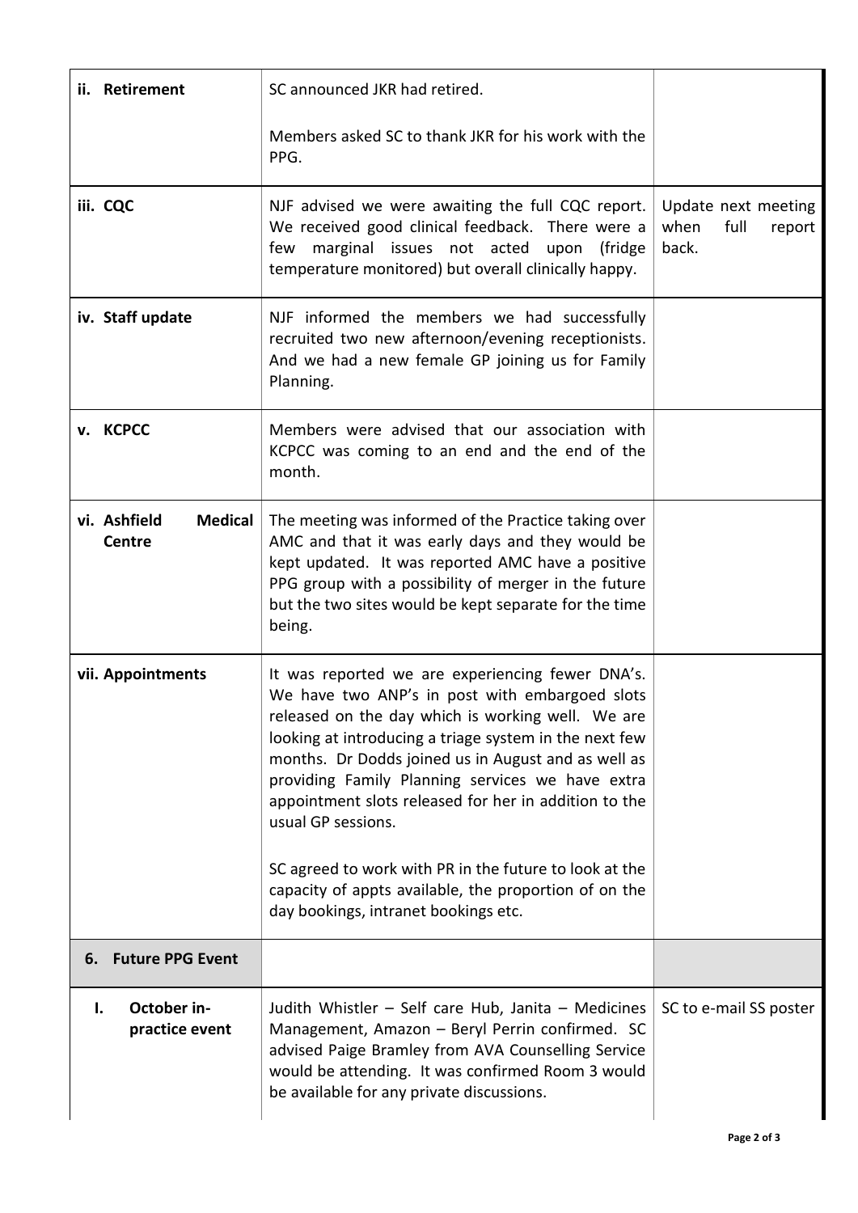| | | |
|---|---|---|
| **ii. Retirement** | SC announced JKR had retired.<br><br>Members asked SC to thank JKR for his work with the PPG. | |
| **iii. CQC** | NJF advised we were awaiting the full CQC report. We received good clinical feedback. There were a few marginal issues not acted upon (fridge temperature monitored) but overall clinically happy. | Update next meeting when full report back. |
| **iv. Staff update** | NJF informed the members we had successfully recruited two new afternoon/evening receptionists. And we had a new female GP joining us for Family Planning. | |
| **v. KCPCC** | Members were advised that our association with KCPCC was coming to an end and the end of the month. | |
| **vi. Ashfield Medical Centre** | The meeting was informed of the Practice taking over AMC and that it was early days and they would be kept updated. It was reported AMC have a positive PPG group with a possibility of merger in the future but the two sites would be kept separate for the time being. | |
| **vii. Appointments** | It was reported we are experiencing fewer DNA's. We have two ANP's in post with embargoed slots released on the day which is working well. We are looking at introducing a triage system in the next few months. Dr Dodds joined us in August and as well as providing Family Planning services we have extra appointment slots released for her in addition to the usual GP sessions.<br><br>SC agreed to work with PR in the future to look at the capacity of appts available, the proportion of on the day bookings, intranet bookings etc. | |
| **6. Future PPG Event** | | |
| **I. October in-practice event** | Judith Whistler – Self care Hub, Janita – Medicines Management, Amazon – Beryl Perrin confirmed. SC advised Paige Bramley from AVA Counselling Service would be attending. It was confirmed Room 3 would be available for any private discussions. | SC to e-mail SS poster |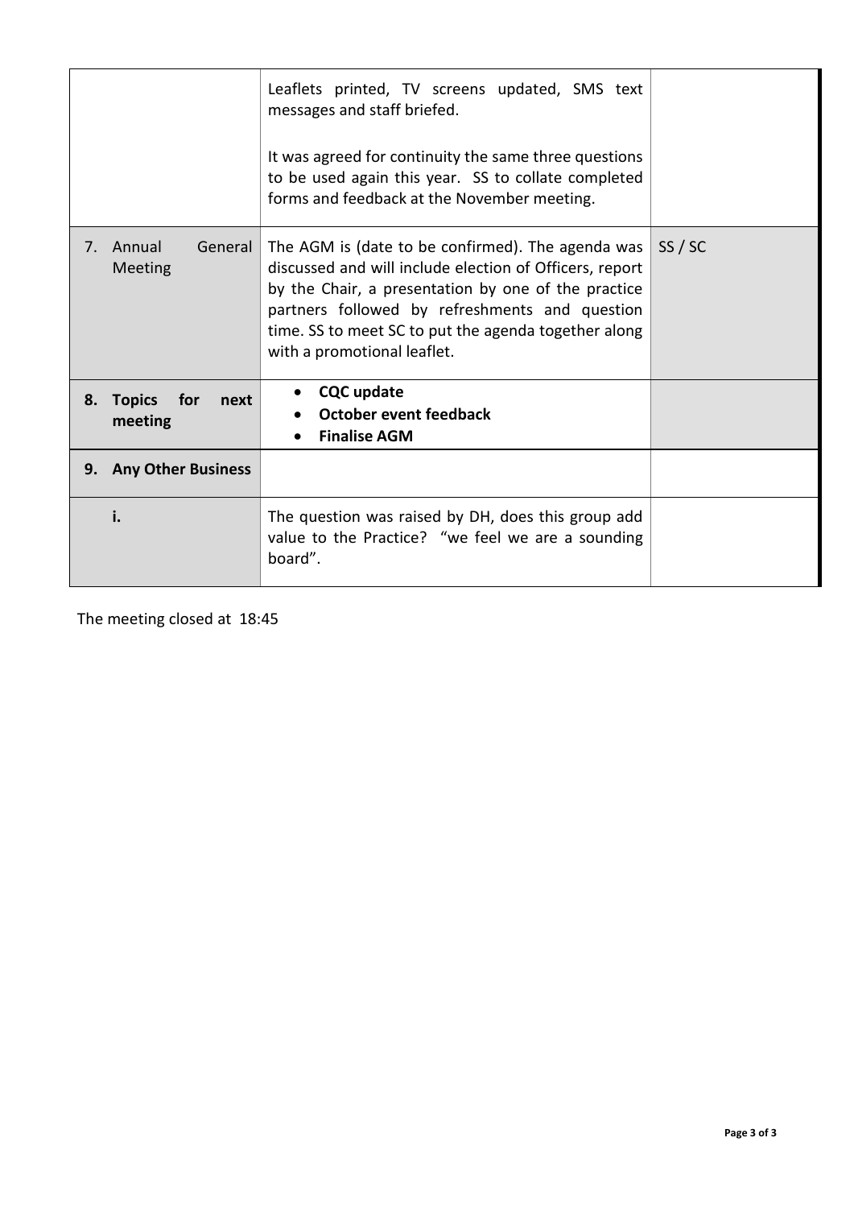| | | |
|---|---|---|
| | Leaflets printed, TV screens updated, SMS text messages and staff briefed.<br><br>It was agreed for continuity the same three questions to be used again this year. SS to collate completed forms and feedback at the November meeting. | |
| 7. Annual General Meeting | The AGM is (date to be confirmed). The agenda was discussed and will include election of Officers, report by the Chair, a presentation by one of the practice partners followed by refreshments and question time. SS to meet SC to put the agenda together along with a promotional leaflet. | SS / SC |
| **8. Topics for next meeting** | • **CQC update**<br>• **October event feedback**<br>• **Finalise AGM** | |
| **9. Any Other Business** | | |
| **i.** | The question was raised by DH, does this group add value to the Practice? "we feel we are a sounding board". | |

The meeting closed at 18:45